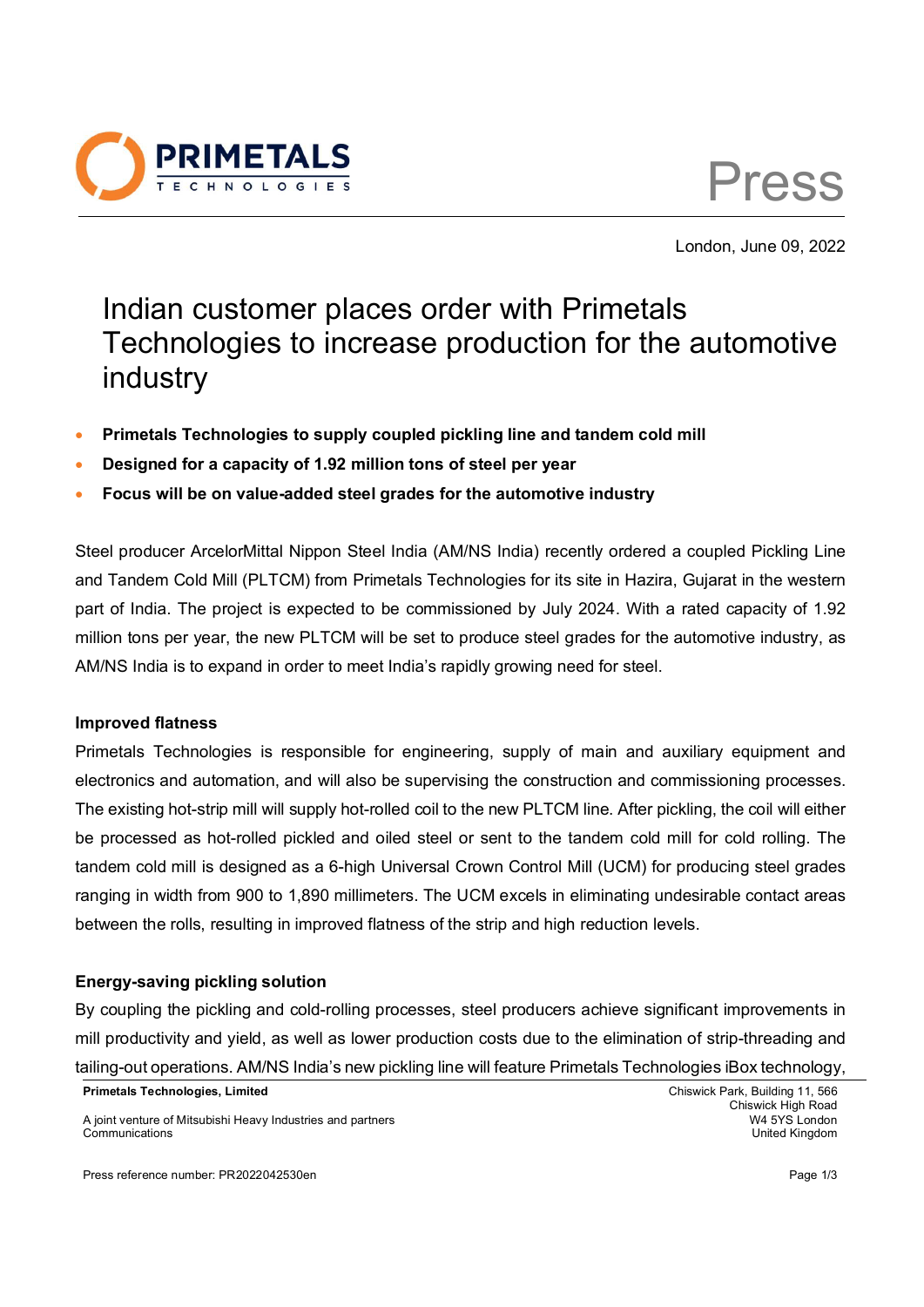Press

London, June 09, 2022

# Indian customer places order with Primetals Technologies to increase production for the automotive industry

- **Primetals Technologies to supply coupled pickling line and tandem cold mill**
- **Designed for a capacity of 1.92 million tons of steel per year**
- **Focus will be on value-added steel grades for the automotive industry**

Steel producer ArcelorMittal Nippon Steel India (AM/NS India) recently ordered a coupled Pickling Line and Tandem Cold Mill (PLTCM) from Primetals Technologies for its site in Hazira, Gujarat in the western part of India. The project is expected to be commissioned by July 2024. With a rated capacity of 1.92 million tons per year, the new PLTCM will be set to produce steel grades for the automotive industry, as AM/NS India is to expand in order to meet India's rapidly growing need for steel.

**Improved flatness**

Primetals Technologies is responsible for engineering, supply of main and auxiliary equipment and electronics and automation, and will also be supervising the construction and commissioning processes. The existing hot-strip mill will supply hot-rolled coil to the new PLTCM line. After pickling, the coil will either be processed as hot-rolled pickled and oiled steel or sent to the tandem cold mill for cold rolling. The tandem cold mill is designed as a 6-high Universal Crown Control Mill (UCM) for producing steel grades ranging in width from 900 to 1,890 millimeters. The UCM excels in eliminating undesirable contact areas between the rolls, resulting in improved flatness of the strip and high reduction levels.

**Energy-saving pickling solution**

By coupling the pickling and cold-rolling processes, steel producers achieve significant improvements in mill productivity and yield, as well as lower production costs due to the elimination of strip-threading and tailing-out operations. AM/NS India's new pickling line will feature Primetals Technologies iBox technology,

**Primetals Technologies, Limited**

A joint venture of Mitsubishi Heavy Industries and partners
Communications

Chiswick Park, Building 11, 566
Chiswick High Road
W4 5YS London
United Kingdom

Press reference number: PR2022042530en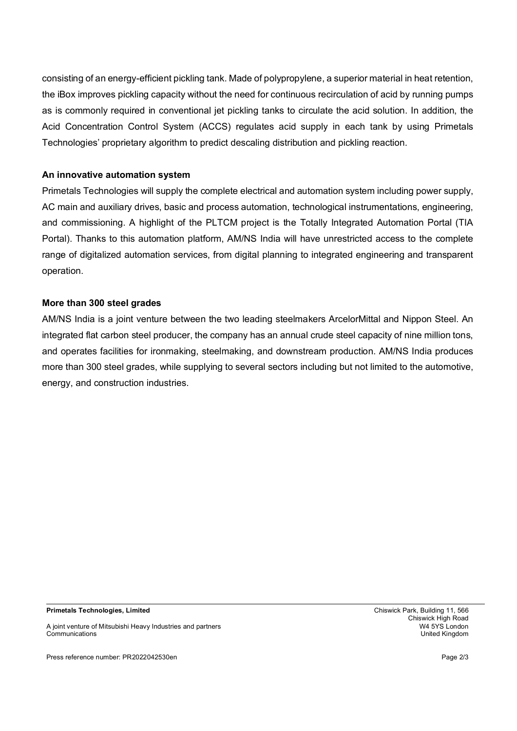consisting of an energy-efficient pickling tank. Made of polypropylene, a superior material in heat retention, the iBox improves pickling capacity without the need for continuous recirculation of acid by running pumps as is commonly required in conventional jet pickling tanks to circulate the acid solution. In addition, the Acid Concentration Control System (ACCS) regulates acid supply in each tank by using Primetals Technologies' proprietary algorithm to predict descaling distribution and pickling reaction.

**An innovative automation system**

Primetals Technologies will supply the complete electrical and automation system including power supply, AC main and auxiliary drives, basic and process automation, technological instrumentations, engineering, and commissioning. A highlight of the PLTCM project is the Totally Integrated Automation Portal (TIA Portal). Thanks to this automation platform, AM/NS India will have unrestricted access to the complete range of digitalized automation services, from digital planning to integrated engineering and transparent operation.

**More than 300 steel grades**

AM/NS India is a joint venture between the two leading steelmakers ArcelorMittal and Nippon Steel. An integrated flat carbon steel producer, the company has an annual crude steel capacity of nine million tons, and operates facilities for ironmaking, steelmaking, and downstream production. AM/NS India produces more than 300 steel grades, while supplying to several sectors including but not limited to the automotive, energy, and construction industries.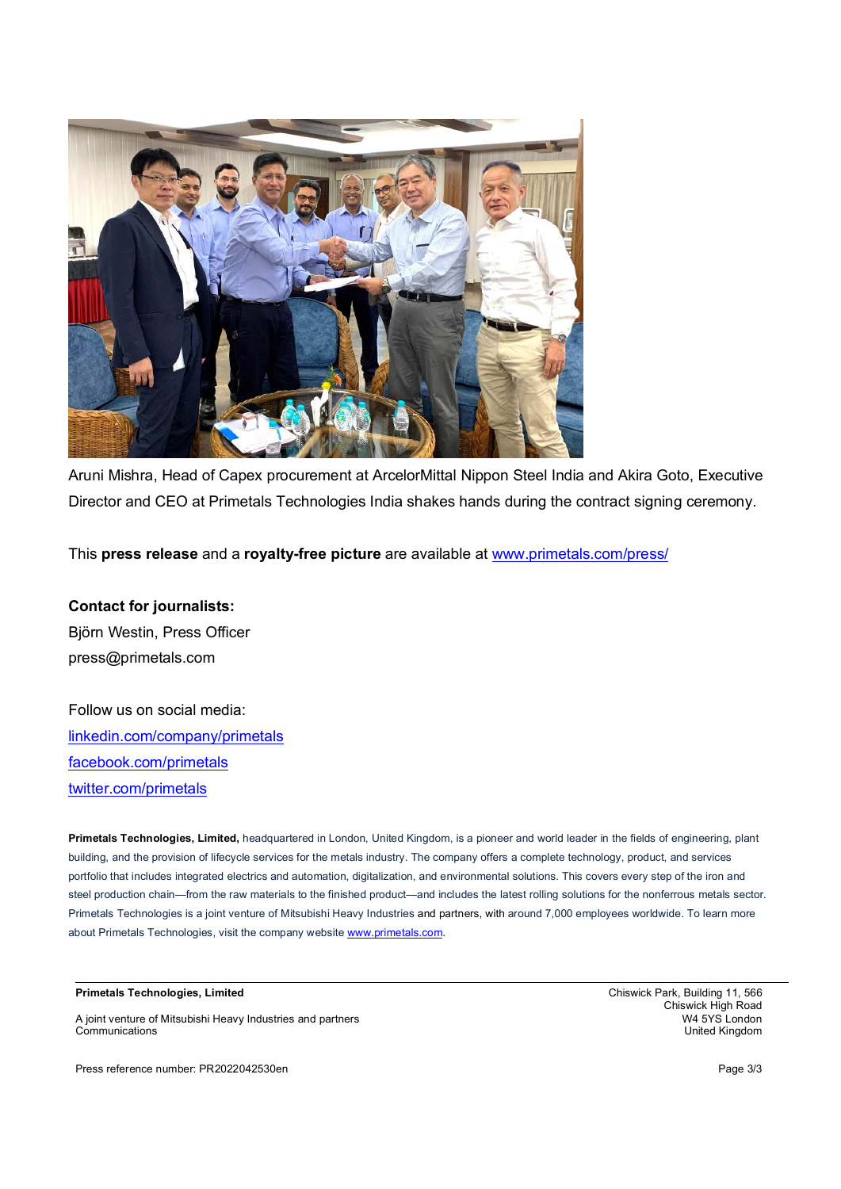Aruni Mishra, Head of Capex procurement at ArcelorMittal Nippon Steel India and Akira Goto, Executive Director and CEO at Primetals Technologies India shakes hands during the contract signing ceremony.

This **press release** and a **royalty-free picture** are available at www.primetals.com/press/

**Contact for journalists:**
Björn Westin, Press Officer
press@primetals.com

Follow us on social media:
linkedin.com/company/primetals
facebook.com/primetals
twitter.com/primetals

**Primetals Technologies, Limited,** headquartered in London, United Kingdom, is a pioneer and world leader in the fields of engineering, plant building, and the provision of lifecycle services for the metals industry. The company offers a complete technology, product, and services portfolio that includes integrated electrics and automation, digitalization, and environmental solutions. This covers every step of the iron and steel production chain—from the raw materials to the finished product—and includes the latest rolling solutions for the nonferrous metals sector. Primetals Technologies is a joint venture of Mitsubishi Heavy Industries and partners, with around 7,000 employees worldwide. To learn more about Primetals Technologies, visit the company website www.primetals.com.

**Primetals Technologies, Limited**

A joint venture of Mitsubishi Heavy Industries and partners
Communications

Chiswick Park, Building 11, 566
Chiswick High Road
W4 5YS London
United Kingdom

Press reference number: PR2022042530en